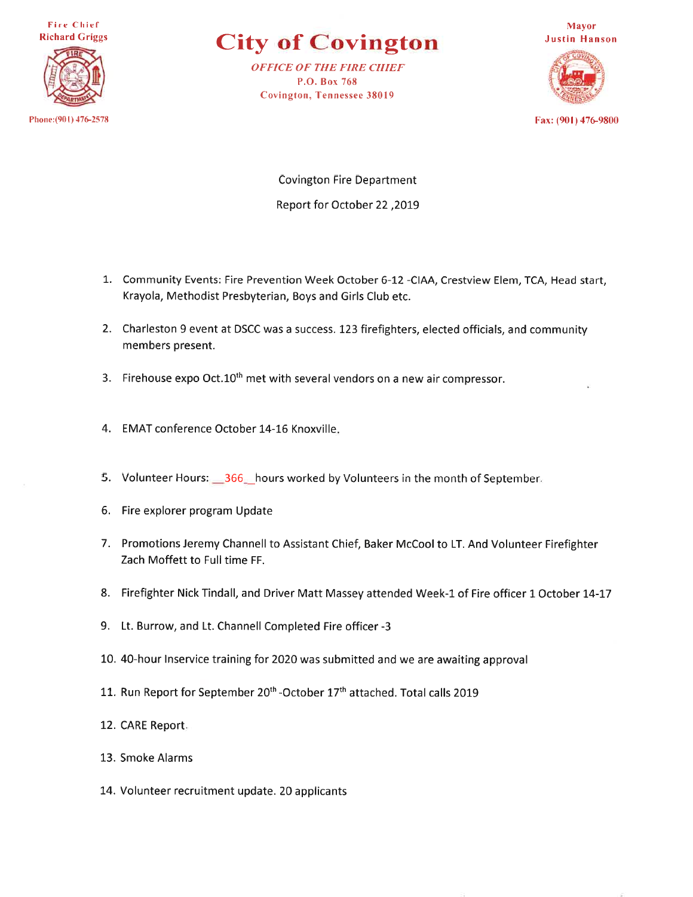Fire Chief
Richard Griggs

Phone:(901) 476-2578

# City of Covington

*OFFICE OF THE FIRE CHIEF*
P.O. Box 768
Covington, Tennessee 38019

Mayor
Justin Hanson

Fax: (901) 476-9800

Covington Fire Department

Report for October 22 ,2019

1. Community Events: Fire Prevention Week October 6-12 -CIAA, Crestview Elem, TCA, Head start, Krayola, Methodist Presbyterian, Boys and Girls Club etc.
2. Charleston 9 event at DSCC was a success. 123 firefighters, elected officials, and community members present.
3. Firehouse expo Oct.10th met with several vendors on a new air compressor.
4. EMAT conference October 14-16 Knoxville.
5. Volunteer Hours: __366__hours worked by Volunteers in the month of September.
6. Fire explorer program Update
7. Promotions Jeremy Channell to Assistant Chief, Baker McCool to LT. And Volunteer Firefighter Zach Moffett to Full time FF.
8. Firefighter Nick Tindall, and Driver Matt Massey attended Week-1 of Fire officer 1 October 14-17
9. Lt. Burrow, and Lt. Channell Completed Fire officer -3
10. 40-hour Inservice training for 2020 was submitted and we are awaiting approval
11. Run Report for September 20th -October 17th attached. Total calls 2019
12. CARE Report.
13. Smoke Alarms
14. Volunteer recruitment update. 20 applicants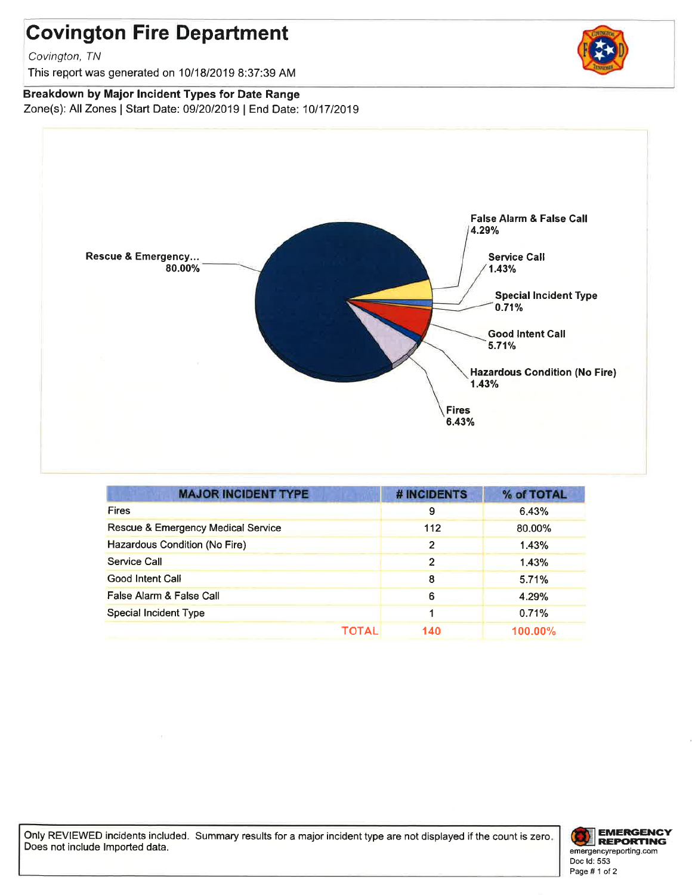# Covington Fire Department

*Covington, TN*

This report was generated on 10/18/2019 8:37:39 AM

**Breakdown by Major Incident Types for Date Range**

Zone(s): All Zones | Start Date: 09/20/2019 | End Date: 10/17/2019

Rescue & Emergency... 80.00%

False Alarm & False Call 4.29%

Service Call 1.43%

Special Incident Type 0.71%

Good Intent Call 5.71%

Hazardous Condition (No Fire) 1.43%

Fires 6.43%

| MAJOR INCIDENT TYPE | # INCIDENTS | % of TOTAL |
|---|---|---|
| Fires | 9 | 6.43% |
| Rescue & Emergency Medical Service | 112 | 80.00% |
| Hazardous Condition (No Fire) | 2 | 1.43% |
| Service Call | 2 | 1.43% |
| Good Intent Call | 8 | 5.71% |
| False Alarm & False Call | 6 | 4.29% |
| Special Incident Type | 1 | 0.71% |
| TOTAL | 140 | 100.00% |

Only REVIEWED incidents included. Summary results for a major incident type are not displayed if the count is zero. Does not include Imported data.

EMERGENCY REPORTING
emergencyreporting.com
Doc Id: 553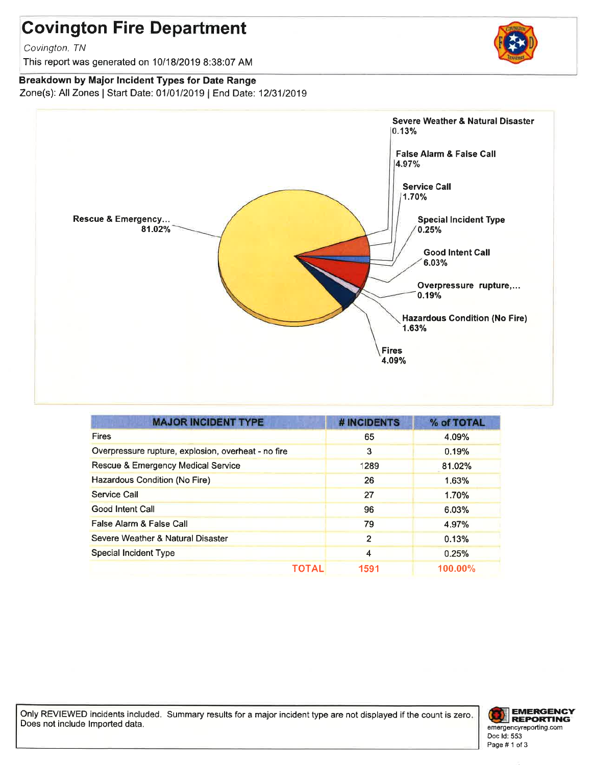# Covington Fire Department

*Covington, TN*

This report was generated on 10/18/2019 8:38:07 AM

**Breakdown by Major Incident Types for Date Range**

Zone(s): All Zones | Start Date: 01/01/2019 | End Date: 12/31/2019

| MAJOR INCIDENT TYPE | # INCIDENTS | % of TOTAL |
|---|---|---|
| Fires | 65 | 4.09% |
| Overpressure rupture, explosion, overheat - no fire | 3 | 0.19% |
| Rescue & Emergency Medical Service | 1289 | 81.02% |
| Hazardous Condition (No Fire) | 26 | 1.63% |
| Service Call | 27 | 1.70% |
| Good Intent Call | 96 | 6.03% |
| False Alarm & False Call | 79 | 4.97% |
| Severe Weather & Natural Disaster | 2 | 0.13% |
| Special Incident Type | 4 | 0.25% |
| **TOTAL** | **1591** | **100.00%** |

Only REVIEWED incidents included. Summary results for a major incident type are not displayed if the count is zero. Does not include Imported data.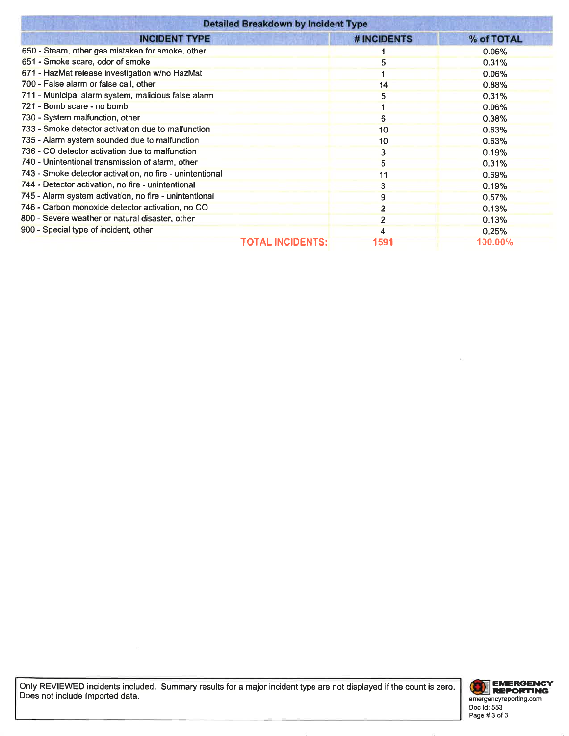| Detailed Breakdown by Incident Type | | |
|---|---|---|
| **INCIDENT TYPE** | **# INCIDENTS** | **% of TOTAL** |
| 650 - Steam, other gas mistaken for smoke, other | 1 | 0.06% |
| 651 - Smoke scare, odor of smoke | 5 | 0.31% |
| 671 - HazMat release investigation w/no HazMat | 1 | 0.06% |
| 700 - False alarm or false call, other | 14 | 0.88% |
| 711 - Municipal alarm system, malicious false alarm | 5 | 0.31% |
| 721 - Bomb scare - no bomb | 1 | 0.06% |
| 730 - System malfunction, other | 6 | 0.38% |
| 733 - Smoke detector activation due to malfunction | 10 | 0.63% |
| 735 - Alarm system sounded due to malfunction | 10 | 0.63% |
| 736 - CO detector activation due to malfunction | 3 | 0.19% |
| 740 - Unintentional transmission of alarm, other | 5 | 0.31% |
| 743 - Smoke detector activation, no fire - unintentional | 11 | 0.69% |
| 744 - Detector activation, no fire - unintentional | 3 | 0.19% |
| 745 - Alarm system activation, no fire - unintentional | 9 | 0.57% |
| 746 - Carbon monoxide detector activation, no CO | 2 | 0.13% |
| 800 - Severe weather or natural disaster, other | 2 | 0.13% |
| 900 - Special type of incident, other | 4 | 0.25% |
| **TOTAL INCIDENTS:** | **1591** | **100.00%** |

Only REVIEWED incidents included. Summary results for a major incident type are not displayed if the count is zero. Does not include Imported data.

EMERGENCY REPORTING
emergencyreporting.com
Doc Id: 553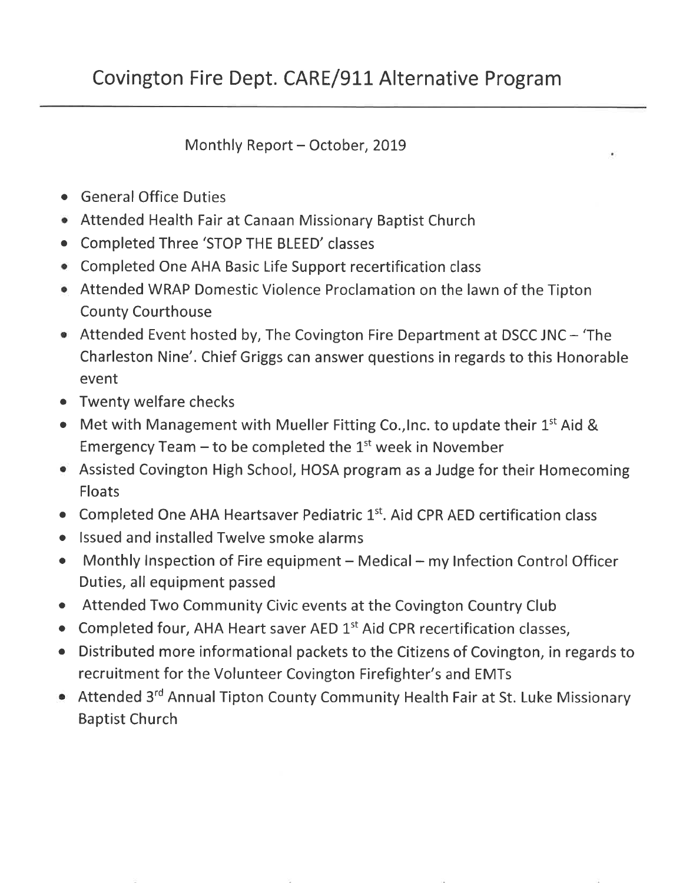# Covington Fire Dept. CARE/911 Alternative Program

Monthly Report – October, 2019

- General Office Duties
- Attended Health Fair at Canaan Missionary Baptist Church
- Completed Three 'STOP THE BLEED' classes
- Completed One AHA Basic Life Support recertification class
- Attended WRAP Domestic Violence Proclamation on the lawn of the Tipton County Courthouse
- Attended Event hosted by, The Covington Fire Department at DSCC JNC – 'The Charleston Nine'. Chief Griggs can answer questions in regards to this Honorable event
- Twenty welfare checks
- Met with Management with Mueller Fitting Co.,Inc. to update their 1st Aid & Emergency Team – to be completed the 1st week in November
- Assisted Covington High School, HOSA program as a Judge for their Homecoming Floats
- Completed One AHA Heartsaver Pediatric 1st. Aid CPR AED certification class
- Issued and installed Twelve smoke alarms
- Monthly Inspection of Fire equipment – Medical – my Infection Control Officer Duties, all equipment passed
- Attended Two Community Civic events at the Covington Country Club
- Completed four, AHA Heart saver AED 1st Aid CPR recertification classes,
- Distributed more informational packets to the Citizens of Covington, in regards to recruitment for the Volunteer Covington Firefighter's and EMTs
- Attended 3rd Annual Tipton County Community Health Fair at St. Luke Missionary Baptist Church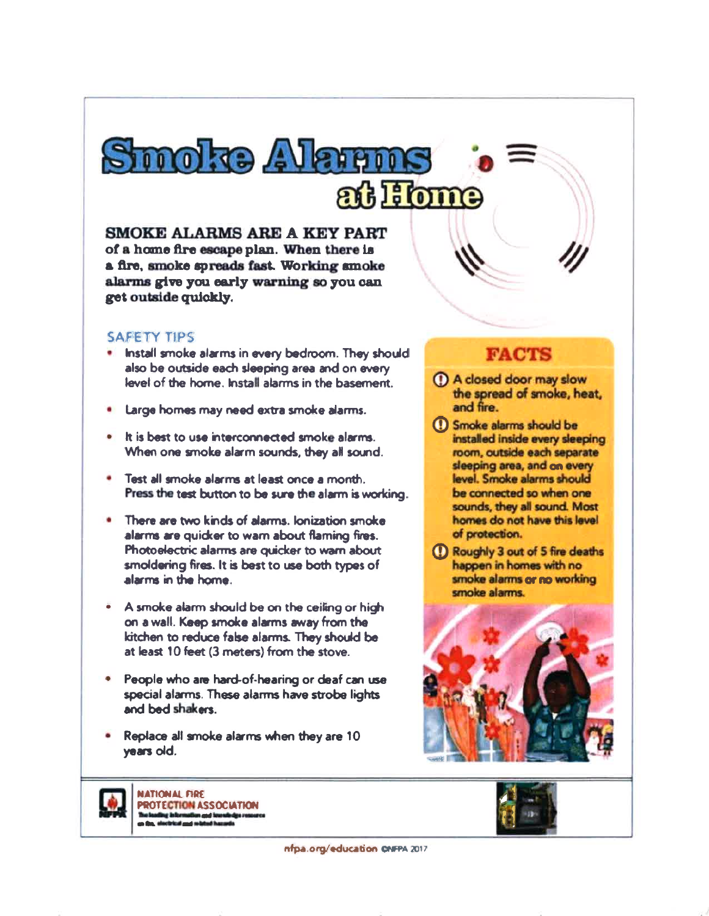# Smoke Alarms at Home

**SMOKE ALARMS ARE A KEY PART of a home fire escape plan. When there is a fire, smoke spreads fast. Working smoke alarms give you early warning so you can get outside quickly.**

## SAFETY TIPS

- Install smoke alarms in every bedroom. They should also be outside each sleeping area and on every level of the home. Install alarms in the basement.
- Large homes may need extra smoke alarms.
- It is best to use interconnected smoke alarms. When one smoke alarm sounds, they all sound.
- Test all smoke alarms at least once a month. Press the test button to be sure the alarm is working.
- There are two kinds of alarms. Ionization smoke alarms are quicker to warn about flaming fires. Photoelectric alarms are quicker to warn about smoldering fires. It is best to use both types of alarms in the home.
- A smoke alarm should be on the ceiling or high on a wall. Keep smoke alarms away from the kitchen to reduce false alarms. They should be at least 10 feet (3 meters) from the stove.
- People who are hard-of-hearing or deaf can use special alarms. These alarms have strobe lights and bed shakers.
- Replace all smoke alarms when they are 10 years old.

## FACTS

- A closed door may slow the spread of smoke, heat, and fire.
- Smoke alarms should be installed inside every sleeping room, outside each separate sleeping area, and on every level. Smoke alarms should be connected so when one sounds, they all sound. Most homes do not have this level of protection.
- Roughly 3 out of 5 fire deaths happen in homes with no smoke alarms or no working smoke alarms.

NATIONAL FIRE PROTECTION ASSOCIATION
The leading information and knowledge resource on fire, electrical and related hazards

nfpa.org/education ©NFPA 2017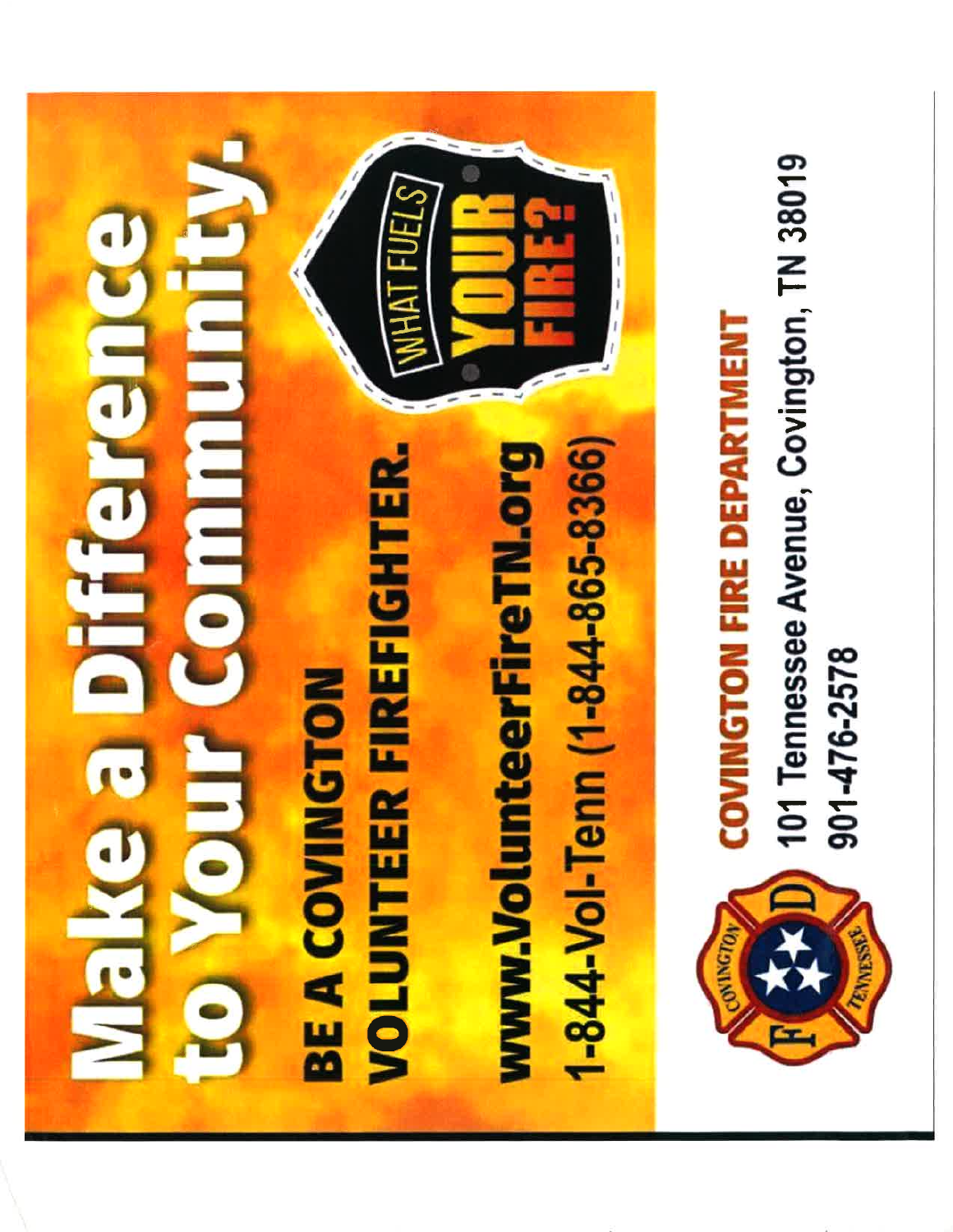# Make a Difference to Your Community.

**BE A COVINGTON VOLUNTEER FIREFIGHTER.**

**www.VolunteerFireTN.org**

**1-844-Vol-Tenn (1-844-865-8366)**

WHAT FUELS YOUR FIRE?

**COVINGTON FIRE DEPARTMENT**

101 Tennessee Avenue, Covington, TN 38019

901-476-2578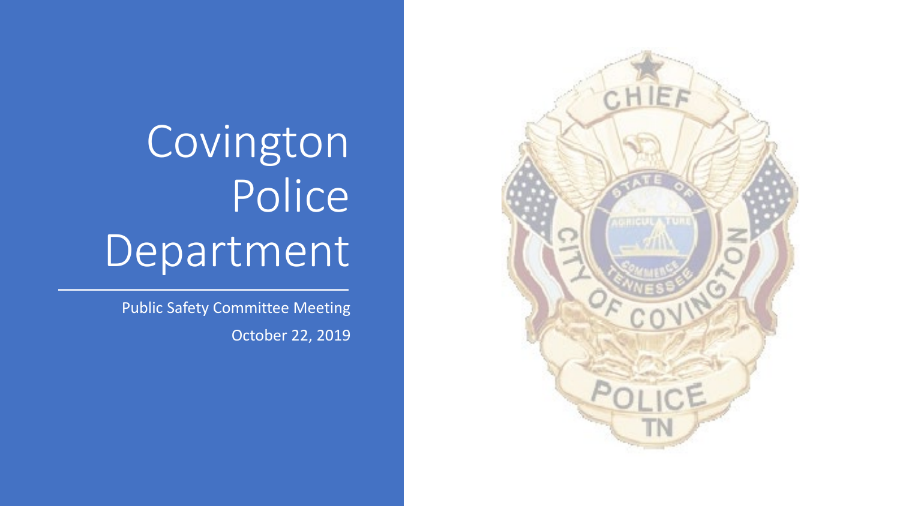# Covington Police Department

Public Safety Committee Meeting

October 22, 2019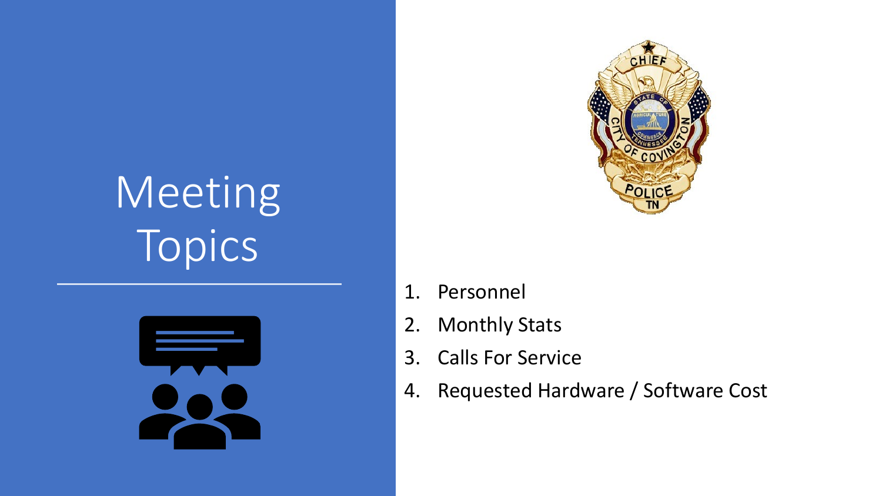# Meeting Topics

1. Personnel
2. Monthly Stats
3. Calls For Service
4. Requested Hardware / Software Cost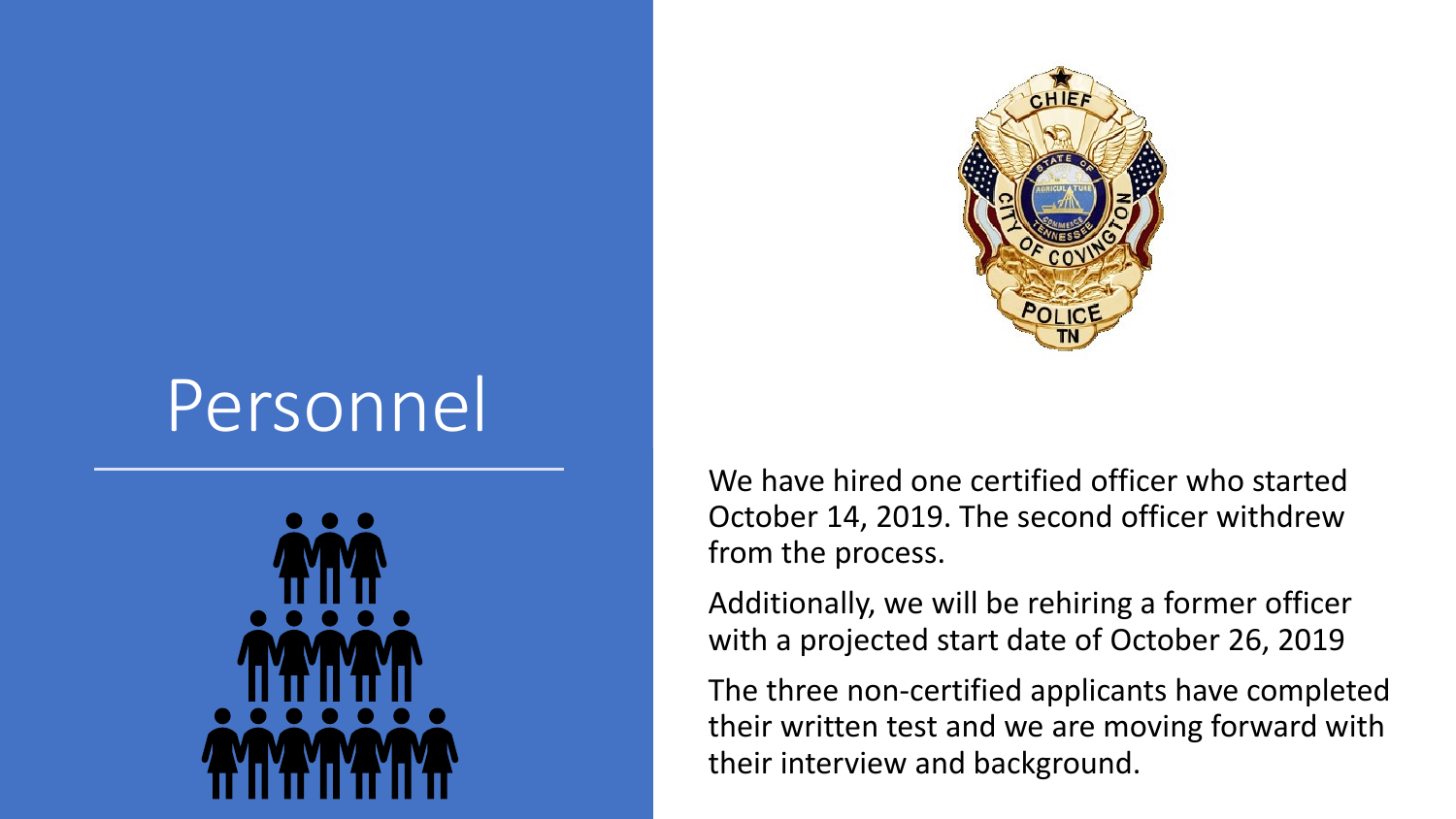# Personnel

We have hired one certified officer who started October 14, 2019. The second officer withdrew from the process.

Additionally, we will be rehiring a former officer with a projected start date of October 26, 2019

The three non-certified applicants have completed their written test and we are moving forward with their interview and background.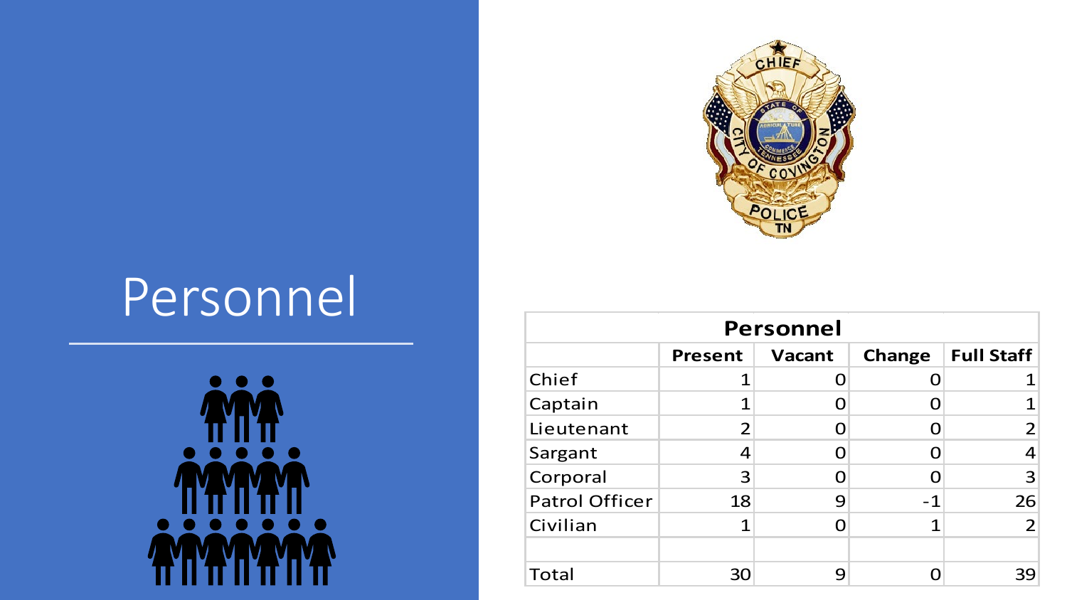# Personnel

| Personnel | | | | |
|---|---|---|---|---|
| | Present | Vacant | Change | Full Staff |
| Chief | 1 | 0 | 0 | 1 |
| Captain | 1 | 0 | 0 | 1 |
| Lieutenant | 2 | 0 | 0 | 2 |
| Sargant | 4 | 0 | 0 | 4 |
| Corporal | 3 | 0 | 0 | 3 |
| Patrol Officer | 18 | 9 | -1 | 26 |
| Civilian | 1 | 0 | 1 | 2 |
| | | | | |
| Total | 30 | 9 | 0 | 39 |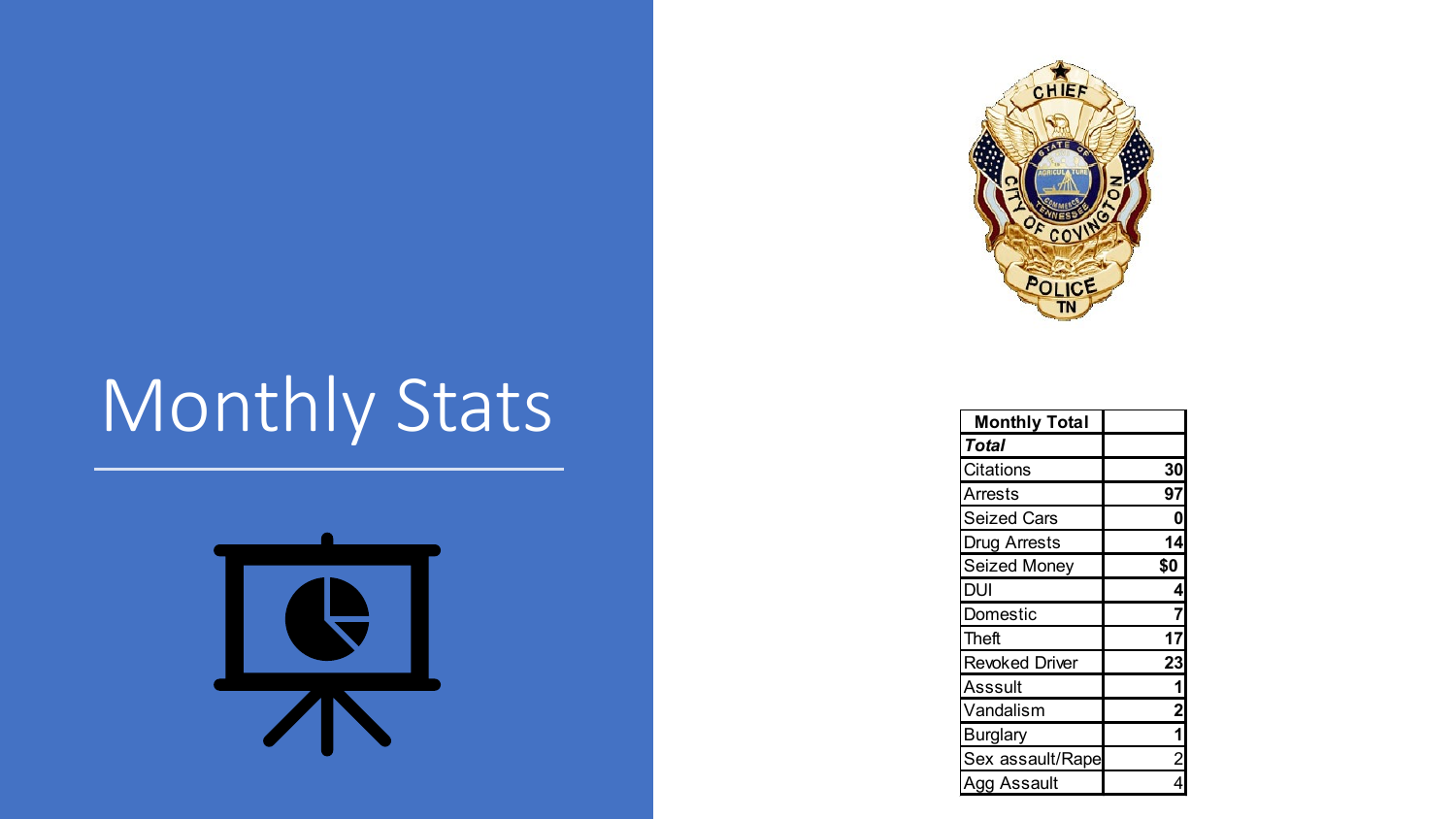# Monthly Stats

| Monthly Total | |
|---|---|
| ***Total*** | |
| Citations | 30 |
| Arrests | 97 |
| Seized Cars | 0 |
| Drug Arrests | 14 |
| Seized Money | $0 |
| DUI | 4 |
| Domestic | 7 |
| Theft | 17 |
| Revoked Driver | 23 |
| Asssult | 1 |
| Vandalism | 2 |
| Burglary | 1 |
| Sex assault/Rape | 2 |
| Agg Assault | 4 |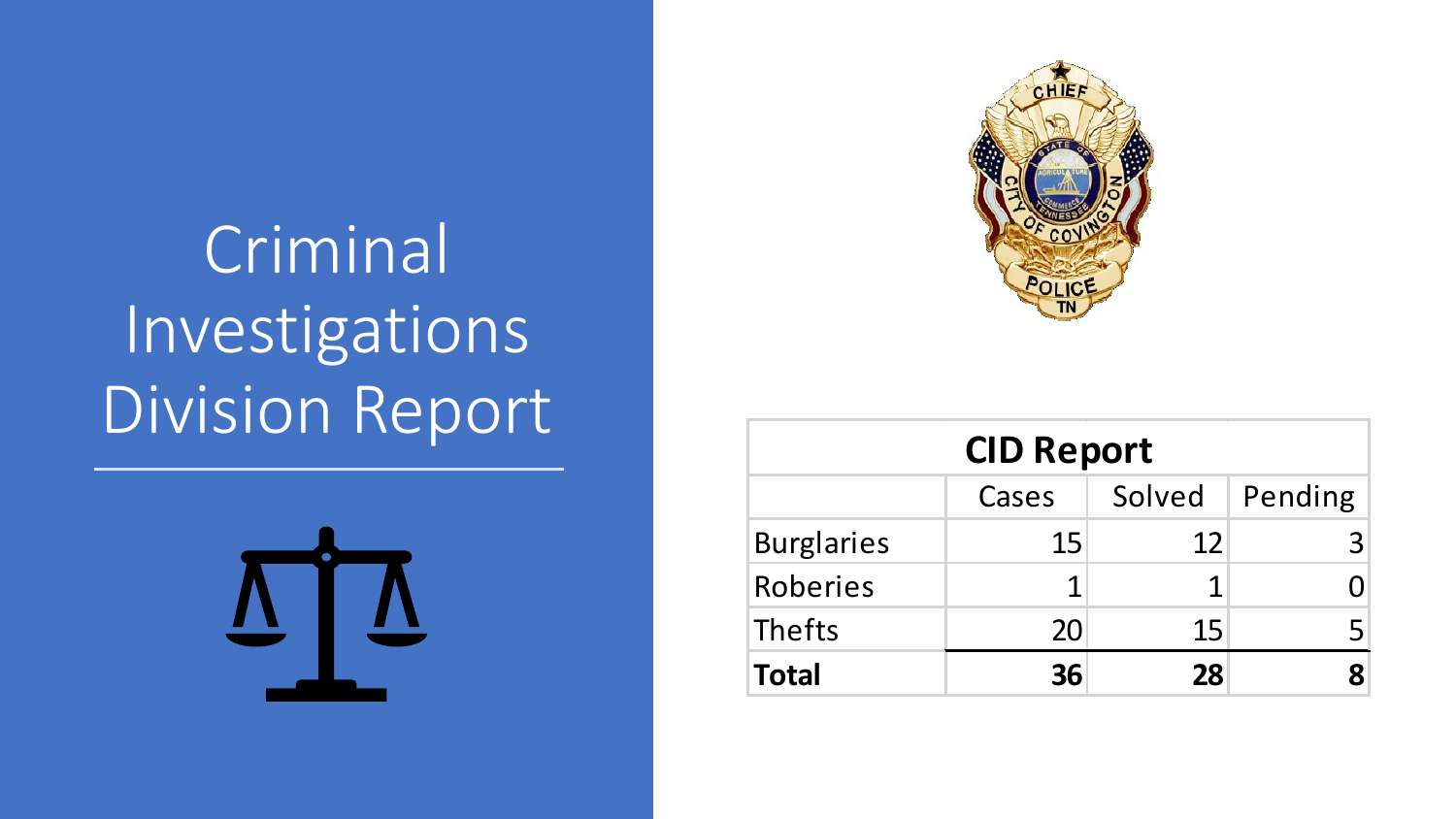# Criminal Investigations Division Report

| CID Report | | | |
|---|---|---|---|
| | Cases | Solved | Pending |
| Burglaries | 15 | 12 | 3 |
| Roberies | 1 | 1 | 0 |
| Thefts | 20 | 15 | 5 |
| **Total** | **36** | **28** | **8** |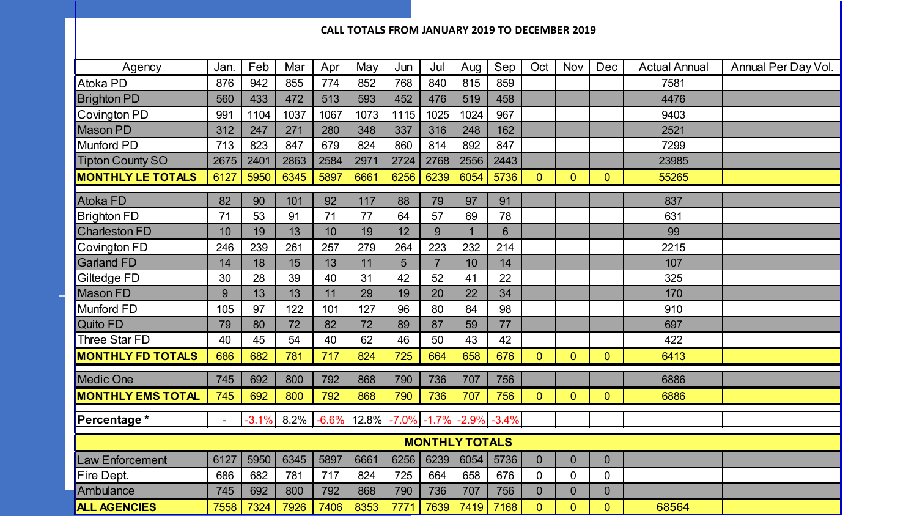**CALL TOTALS FROM JANUARY 2019 TO DECEMBER 2019**

| Agency | Jan. | Feb | Mar | Apr | May | Jun | Jul | Aug | Sep | Oct | Nov | Dec | Actual Annual | Annual Per Day Vol. |
|---|---|---|---|---|---|---|---|---|---|---|---|---|---|---|
| Atoka PD | 876 | 942 | 855 | 774 | 852 | 768 | 840 | 815 | 859 | | | | 7581 | |
| Brighton PD | 560 | 433 | 472 | 513 | 593 | 452 | 476 | 519 | 458 | | | | 4476 | |
| Covington PD | 991 | 1104 | 1037 | 1067 | 1073 | 1115 | 1025 | 1024 | 967 | | | | 9403 | |
| Mason PD | 312 | 247 | 271 | 280 | 348 | 337 | 316 | 248 | 162 | | | | 2521 | |
| Munford PD | 713 | 823 | 847 | 679 | 824 | 860 | 814 | 892 | 847 | | | | 7299 | |
| Tipton County SO | 2675 | 2401 | 2863 | 2584 | 2971 | 2724 | 2768 | 2556 | 2443 | | | | 23985 | |
| **MONTHLY LE TOTALS** | 6127 | 5950 | 6345 | 5897 | 6661 | 6256 | 6239 | 6054 | 5736 | 0 | 0 | 0 | 55265 | |
| Atoka FD | 82 | 90 | 101 | 92 | 117 | 88 | 79 | 97 | 91 | | | | 837 | |
| Brighton FD | 71 | 53 | 91 | 71 | 77 | 64 | 57 | 69 | 78 | | | | 631 | |
| Charleston FD | 10 | 19 | 13 | 10 | 19 | 12 | 9 | 1 | 6 | | | | 99 | |
| Covington FD | 246 | 239 | 261 | 257 | 279 | 264 | 223 | 232 | 214 | | | | 2215 | |
| Garland FD | 14 | 18 | 15 | 13 | 11 | 5 | 7 | 10 | 14 | | | | 107 | |
| Giltedge FD | 30 | 28 | 39 | 40 | 31 | 42 | 52 | 41 | 22 | | | | 325 | |
| Mason FD | 9 | 13 | 13 | 11 | 29 | 19 | 20 | 22 | 34 | | | | 170 | |
| Munford FD | 105 | 97 | 122 | 101 | 127 | 96 | 80 | 84 | 98 | | | | 910 | |
| Quito FD | 79 | 80 | 72 | 82 | 72 | 89 | 87 | 59 | 77 | | | | 697 | |
| Three Star FD | 40 | 45 | 54 | 40 | 62 | 46 | 50 | 43 | 42 | | | | 422 | |
| **MONTHLY FD TOTALS** | 686 | 682 | 781 | 717 | 824 | 725 | 664 | 658 | 676 | 0 | 0 | 0 | 6413 | |
| Medic One | 745 | 692 | 800 | 792 | 868 | 790 | 736 | 707 | 756 | | | | 6886 | |
| **MONTHLY EMS TOTAL** | 745 | 692 | 800 | 792 | 868 | 790 | 736 | 707 | 756 | 0 | 0 | 0 | 6886 | |
| **Percentage *** | - | -3.1% | 8.2% | -6.6% | 12.8% | -7.0% | -1.7% | -2.9% | -3.4% | | | | | |
| **MONTHLY TOTALS** | | | | | | | | | | | | | | |
| Law Enforcement | 6127 | 5950 | 6345 | 5897 | 6661 | 6256 | 6239 | 6054 | 5736 | 0 | 0 | 0 | | |
| Fire Dept. | 686 | 682 | 781 | 717 | 824 | 725 | 664 | 658 | 676 | 0 | 0 | 0 | | |
| Ambulance | 745 | 692 | 800 | 792 | 868 | 790 | 736 | 707 | 756 | 0 | 0 | 0 | | |
| **ALL AGENCIES** | 7558 | 7324 | 7926 | 7406 | 8353 | 7771 | 7639 | 7419 | 7168 | 0 | 0 | 0 | 68564 | |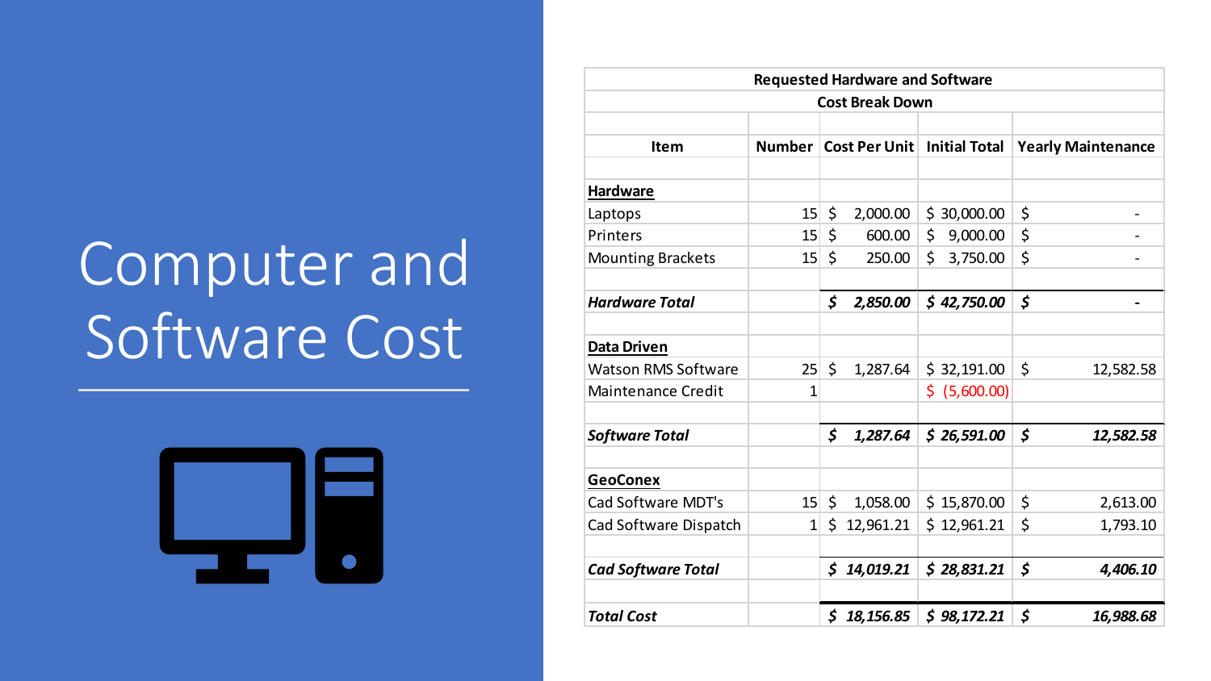# Computer and Software Cost

| Requested Hardware and Software Cost Break Down | | | | |
|---|---|---|---|---|
| **Item** | **Number** | **Cost Per Unit** | **Initial Total** | **Yearly Maintenance** |
| **Hardware** | | | | |
| Laptops | 15 | $ 2,000.00 | $ 30,000.00 | $ - |
| Printers | 15 | $ 600.00 | $ 9,000.00 | $ - |
| Mounting Brackets | 15 | $ 250.00 | $ 3,750.00 | $ - |
| ***Hardware Total*** | | ***$ 2,850.00*** | ***$ 42,750.00*** | ***$ -*** |
| **Data Driven** | | | | |
| Watson RMS Software | 25 | $ 1,287.64 | $ 32,191.00 | $ 12,582.58 |
| Maintenance Credit | 1 | | $ (5,600.00) | |
| ***Software Total*** | | ***$ 1,287.64*** | ***$ 26,591.00*** | ***$ 12,582.58*** |
| **GeoConex** | | | | |
| Cad Software MDT's | 15 | $ 1,058.00 | $ 15,870.00 | $ 2,613.00 |
| Cad Software Dispatch | 1 | $ 12,961.21 | $ 12,961.21 | $ 1,793.10 |
| ***Cad Software Total*** | | ***$ 14,019.21*** | ***$ 28,831.21*** | ***$ 4,406.10*** |
| ***Total Cost*** | | ***$ 18,156.85*** | ***$ 98,172.21*** | ***$ 16,988.68*** |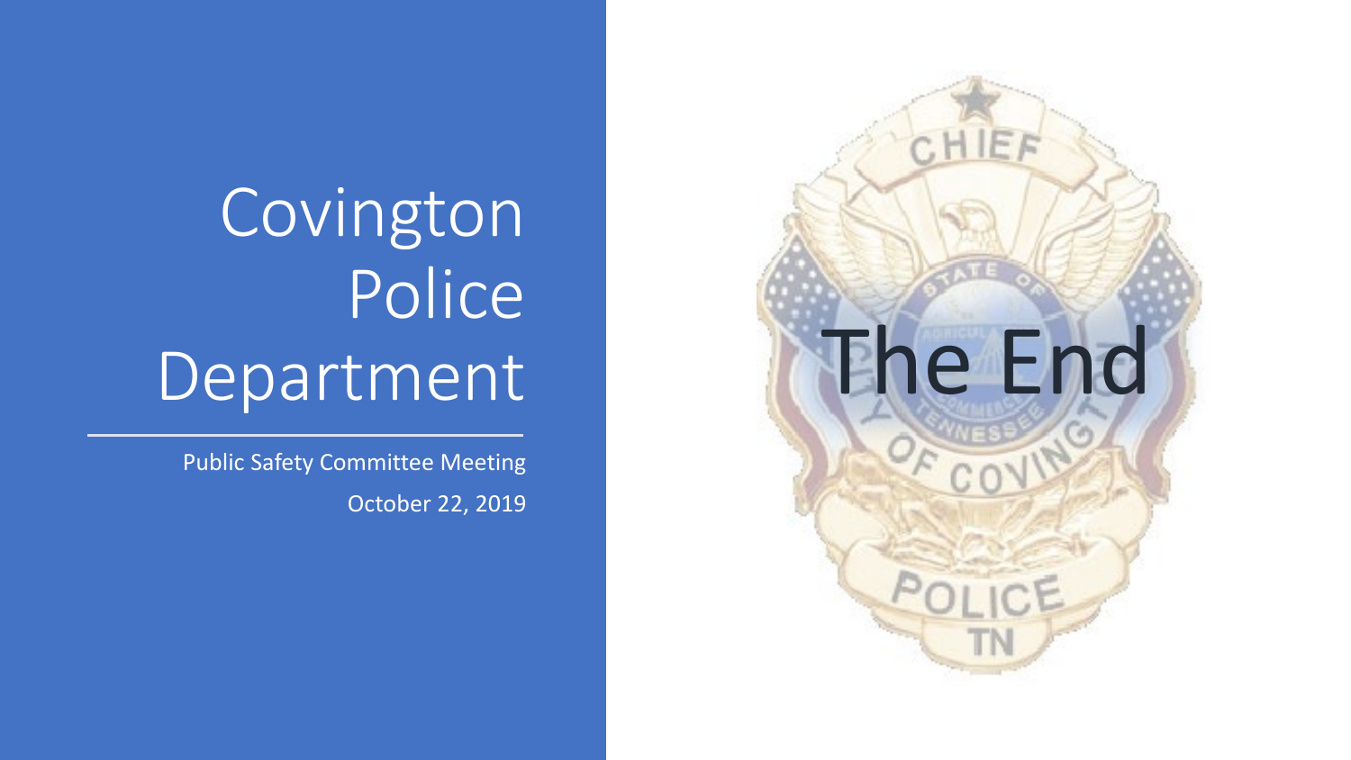# Covington Police Department

Public Safety Committee Meeting

October 22, 2019

The End